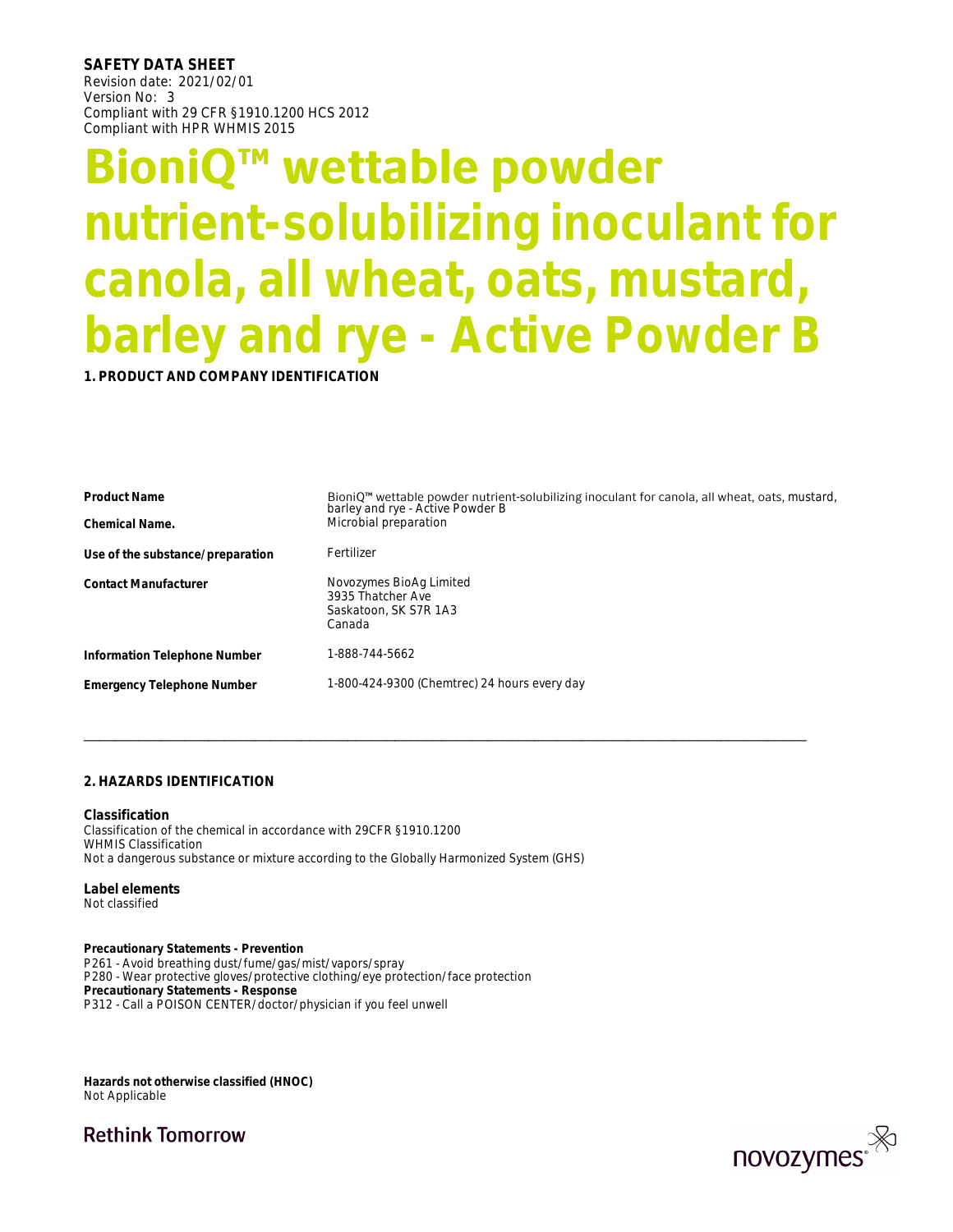**SAFETY DATA SHEET**
Revision date: 2021/02/01
Version No: 3
Compliant with 29 CFR §1910.1200 HCS 2012
Compliant with HPR WHMIS 2015

# BioniQ™ wettable powder nutrient-solubilizing inoculant for canola, all wheat, oats, mustard, barley and rye - Active Powder B

## 1. PRODUCT AND COMPANY IDENTIFICATION

| | |
|---|---|
| **Product Name** | BioniQ™ wettable powder nutrient-solubilizing inoculant for canola, all wheat, oats, mustard, barley and rye - Active Powder B |
| **Chemical Name.** | Microbial preparation |
| **Use of the substance/preparation** | Fertilizer |
| **Contact Manufacturer** | Novozymes BioAg Limited<br>3935 Thatcher Ave<br>Saskatoon, SK S7R 1A3<br>Canada |
| **Information Telephone Number** | 1-888-744-5662 |
| **Emergency Telephone Number** | 1-800-424-9300 (Chemtrec) 24 hours every day |

## 2. HAZARDS IDENTIFICATION

### Classification

Classification of the chemical in accordance with 29CFR §1910.1200
WHMIS Classification
Not a dangerous substance or mixture according to the Globally Harmonized System (GHS)

### Label elements

Not classified

**Precautionary Statements - Prevention**
P261 - Avoid breathing dust/fume/gas/mist/vapors/spray
P280 - Wear protective gloves/protective clothing/eye protection/face protection
**Precautionary Statements - Response**
P312 - Call a POISON CENTER/doctor/physician if you feel unwell

**Hazards not otherwise classified (HNOC)**
Not Applicable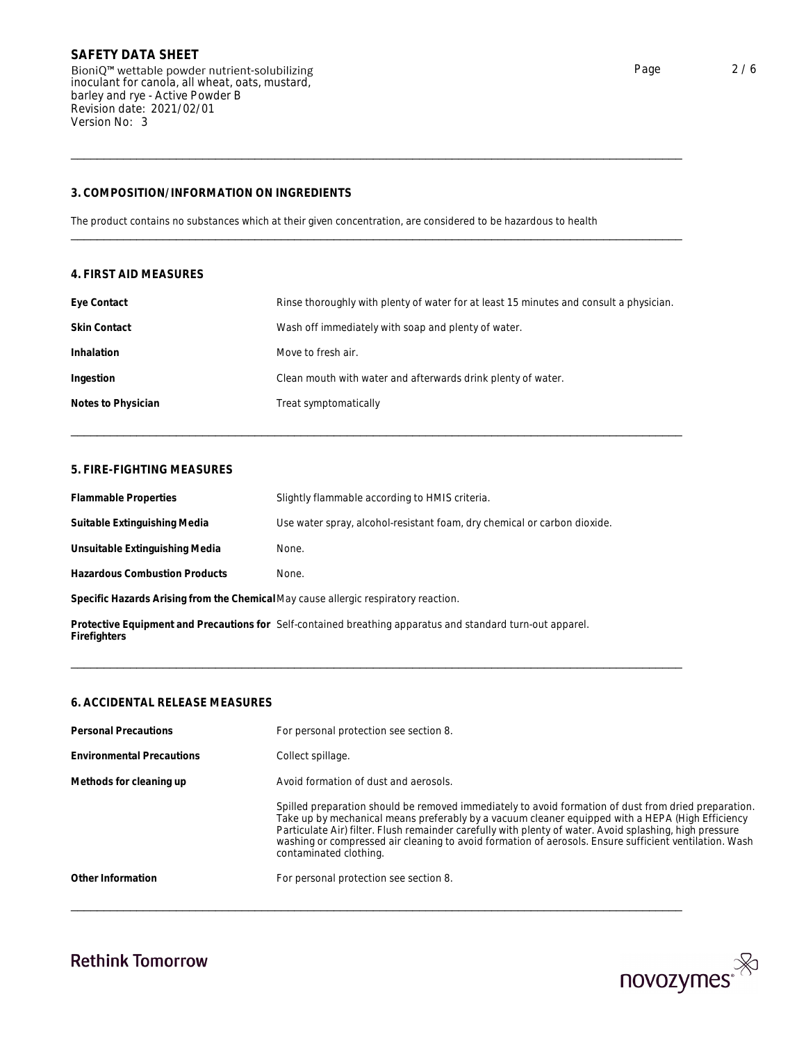## 3. COMPOSITION/INFORMATION ON INGREDIENTS

The product contains no substances which at their given concentration, are considered to be hazardous to health

## 4. FIRST AID MEASURES

| | |
|---|---|
| **Eye Contact** | Rinse thoroughly with plenty of water for at least 15 minutes and consult a physician. |
| **Skin Contact** | Wash off immediately with soap and plenty of water. |
| **Inhalation** | Move to fresh air. |
| **Ingestion** | Clean mouth with water and afterwards drink plenty of water. |
| **Notes to Physician** | Treat symptomatically |

## 5. FIRE-FIGHTING MEASURES

| | |
|---|---|
| **Flammable Properties** | Slightly flammable according to HMIS criteria. |
| **Suitable Extinguishing Media** | Use water spray, alcohol-resistant foam, dry chemical or carbon dioxide. |
| **Unsuitable Extinguishing Media** | None. |
| **Hazardous Combustion Products** | None. |
| **Specific Hazards Arising from the Chemical** | May cause allergic respiratory reaction. |
| **Protective Equipment and Precautions for Firefighters** | Self-contained breathing apparatus and standard turn-out apparel. |

## 6. ACCIDENTAL RELEASE MEASURES

| | |
|---|---|
| **Personal Precautions** | For personal protection see section 8. |
| **Environmental Precautions** | Collect spillage. |
| **Methods for cleaning up** | Avoid formation of dust and aerosols. |
| | Spilled preparation should be removed immediately to avoid formation of dust from dried preparation. Take up by mechanical means preferably by a vacuum cleaner equipped with a HEPA (High Efficiency Particulate Air) filter. Flush remainder carefully with plenty of water. Avoid splashing, high pressure washing or compressed air cleaning to avoid formation of aerosols. Ensure sufficient ventilation. Wash contaminated clothing. |
| **Other Information** | For personal protection see section 8. |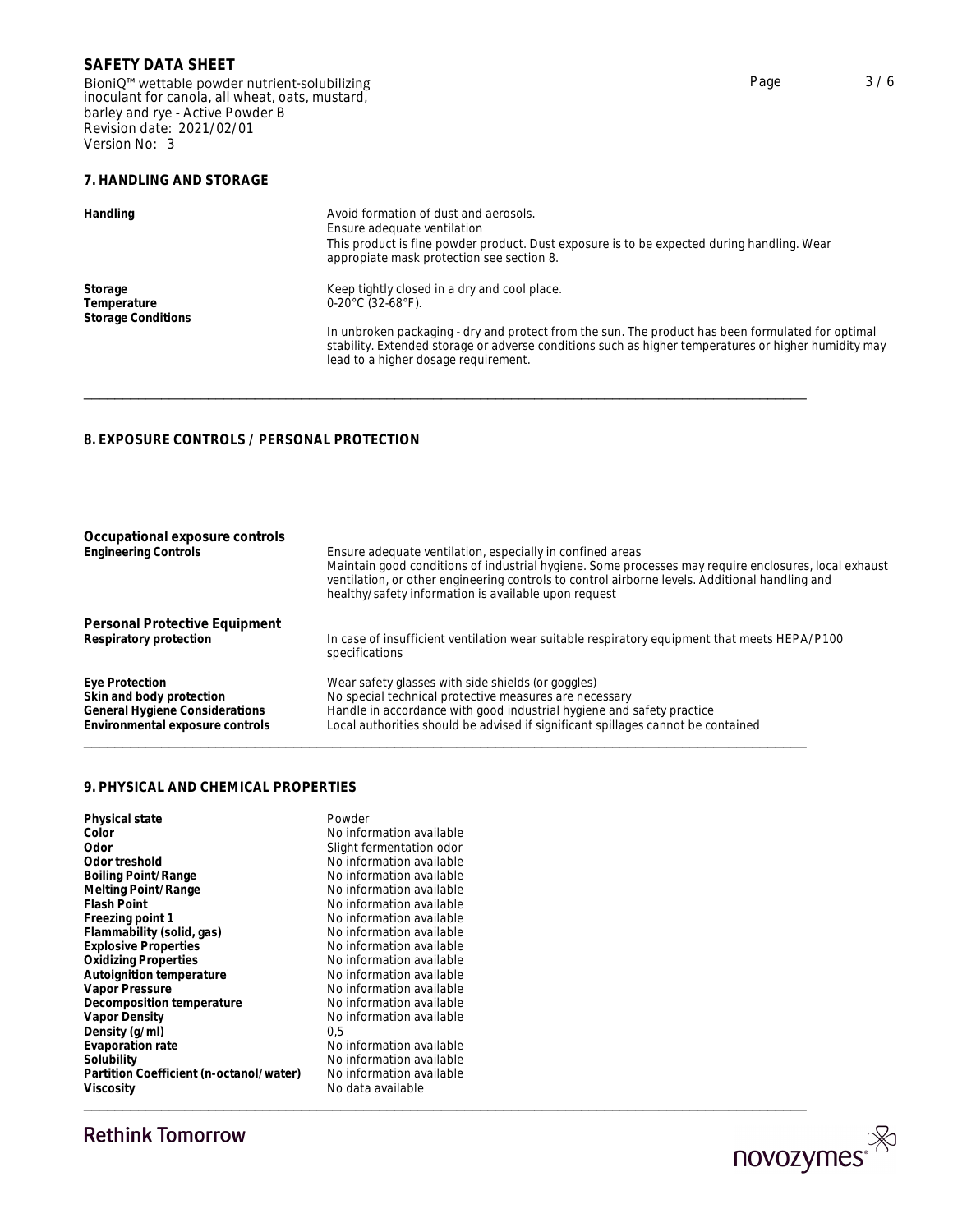## 7. HANDLING AND STORAGE

| | |
|---|---|
| **Handling** | Avoid formation of dust and aerosols.<br>Ensure adequate ventilation<br>This product is fine powder product. Dust exposure is to be expected during handling. Wear appropiate mask protection see section 8. |
| **Storage**<br>**Temperature**<br>**Storage Conditions** | Keep tightly closed in a dry and cool place.<br>0-20°C (32-68°F).<br><br>In unbroken packaging - dry and protect from the sun. The product has been formulated for optimal stability. Extended storage or adverse conditions such as higher temperatures or higher humidity may lead to a higher dosage requirement. |

## 8. EXPOSURE CONTROLS / PERSONAL PROTECTION

### Occupational exposure controls

| | |
|---|---|
| **Engineering Controls** | Ensure adequate ventilation, especially in confined areas<br>Maintain good conditions of industrial hygiene. Some processes may require enclosures, local exhaust ventilation, or other engineering controls to control airborne levels. Additional handling and healthy/safety information is available upon request |

### Personal Protective Equipment

| | |
|---|---|
| **Respiratory protection** | In case of insufficient ventilation wear suitable respiratory equipment that meets HEPA/P100 specifications |
| **Eye Protection** | Wear safety glasses with side shields (or goggles) |
| **Skin and body protection** | No special technical protective measures are necessary |
| **General Hygiene Considerations** | Handle in accordance with good industrial hygiene and safety practice |
| **Environmental exposure controls** | Local authorities should be advised if significant spillages cannot be contained |

## 9. PHYSICAL AND CHEMICAL PROPERTIES

| | |
|---|---|
| **Physical state** | Powder |
| **Color** | No information available |
| **Odor** | Slight fermentation odor |
| **Odor treshold** | No information available |
| **Boiling Point/Range** | No information available |
| **Melting Point/Range** | No information available |
| **Flash Point** | No information available |
| **Freezing point 1** | No information available |
| **Flammability (solid, gas)** | No information available |
| **Explosive Properties** | No information available |
| **Oxidizing Properties** | No information available |
| **Autoignition temperature** | No information available |
| **Vapor Pressure** | No information available |
| **Decomposition temperature** | No information available |
| **Vapor Density** | No information available |
| **Density (g/ml)** | 0,5 |
| **Evaporation rate** | No information available |
| **Solubility** | No information available |
| **Partition Coefficient (n-octanol/water)** | No information available |
| **Viscosity** | No data available |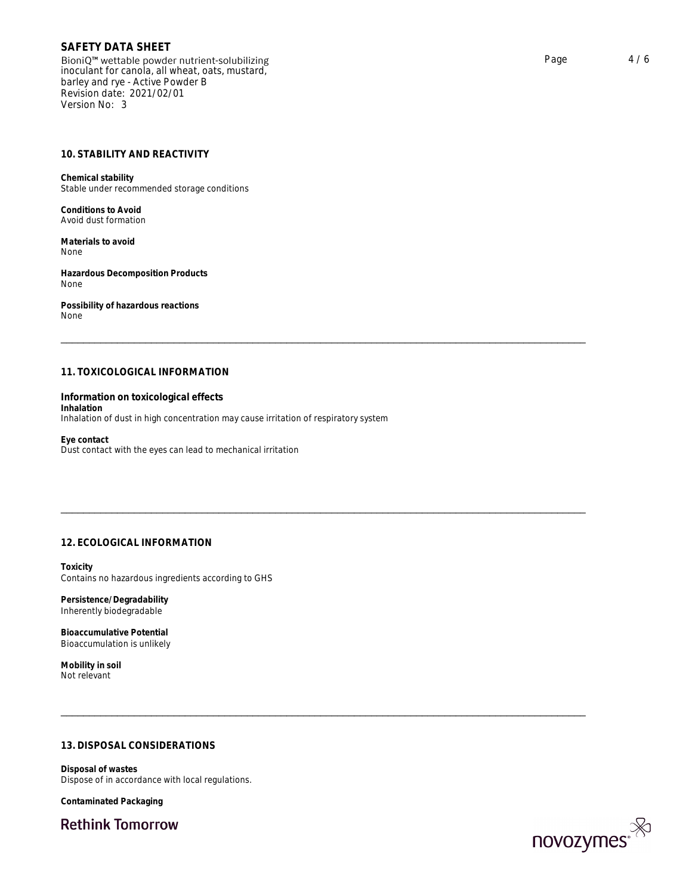## 10. STABILITY AND REACTIVITY

**Chemical stability**
Stable under recommended storage conditions

**Conditions to Avoid**
Avoid dust formation

**Materials to avoid**
None

**Hazardous Decomposition Products**
None

**Possibility of hazardous reactions**
None

---

## 11. TOXICOLOGICAL INFORMATION

### Information on toxicological effects

**Inhalation**
Inhalation of dust in high concentration may cause irritation of respiratory system

**Eye contact**
Dust contact with the eyes can lead to mechanical irritation

---

## 12. ECOLOGICAL INFORMATION

**Toxicity**
Contains no hazardous ingredients according to GHS

**Persistence/Degradability**
Inherently biodegradable

**Bioaccumulative Potential**
Bioaccumulation is unlikely

**Mobility in soil**
Not relevant

---

## 13. DISPOSAL CONSIDERATIONS

**Disposal of wastes**
Dispose of in accordance with local regulations.

**Contaminated Packaging**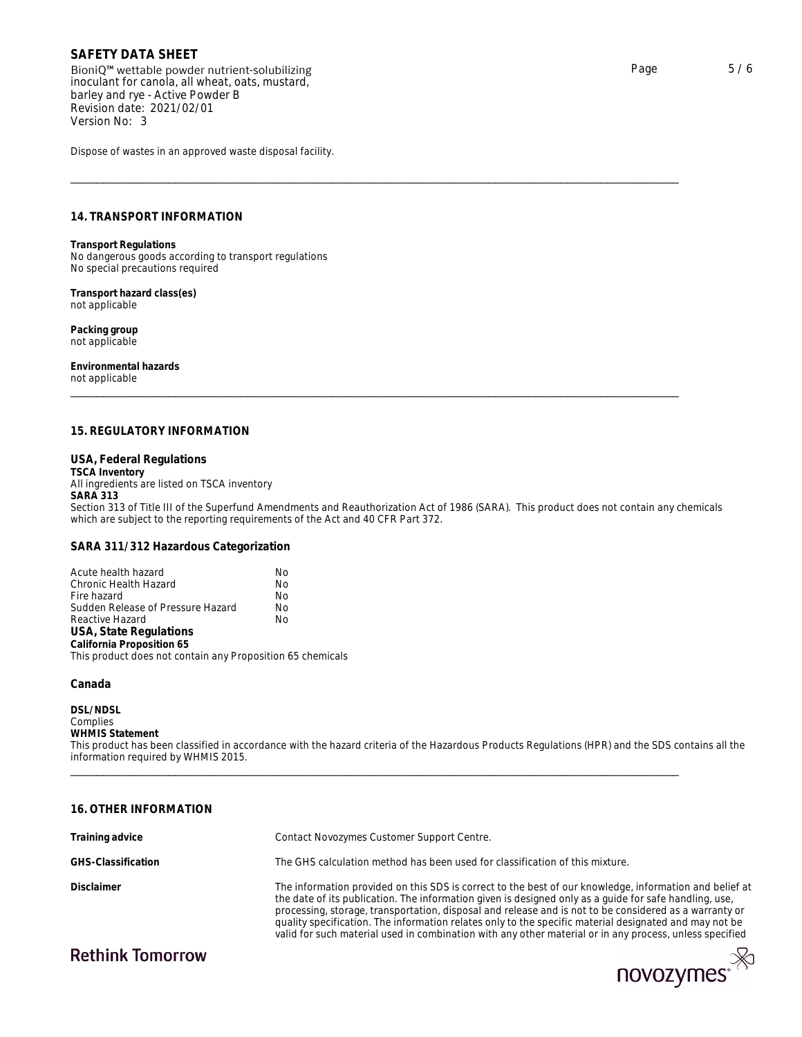Dispose of wastes in an approved waste disposal facility.

## 14. TRANSPORT INFORMATION

**Transport Regulations**
No dangerous goods according to transport regulations
No special precautions required

**Transport hazard class(es)**
not applicable

**Packing group**
not applicable

**Environmental hazards**
not applicable

## 15. REGULATORY INFORMATION

### USA, Federal Regulations

**TSCA Inventory**
All ingredients are listed on TSCA inventory
**SARA 313**
Section 313 of Title III of the Superfund Amendments and Reauthorization Act of 1986 (SARA). This product does not contain any chemicals which are subject to the reporting requirements of the Act and 40 CFR Part 372.

### SARA 311/312 Hazardous Categorization

| | |
|---|---|
| Acute health hazard | No |
| Chronic Health Hazard | No |
| Fire hazard | No |
| Sudden Release of Pressure Hazard | No |
| Reactive Hazard | No |

### USA, State Regulations

**California Proposition 65**
This product does not contain any Proposition 65 chemicals

### Canada

**DSL/NDSL**
Complies
**WHMIS Statement**
This product has been classified in accordance with the hazard criteria of the Hazardous Products Regulations (HPR) and the SDS contains all the information required by WHMIS 2015.

## 16. OTHER INFORMATION

**Training advice** Contact Novozymes Customer Support Centre.

**GHS-Classification** The GHS calculation method has been used for classification of this mixture.

**Disclaimer** The information provided on this SDS is correct to the best of our knowledge, information and belief at the date of its publication. The information given is designed only as a guide for safe handling, use, processing, storage, transportation, disposal and release and is not to be considered as a warranty or quality specification. The information relates only to the specific material designated and may not be valid for such material used in combination with any other material or in any process, unless specified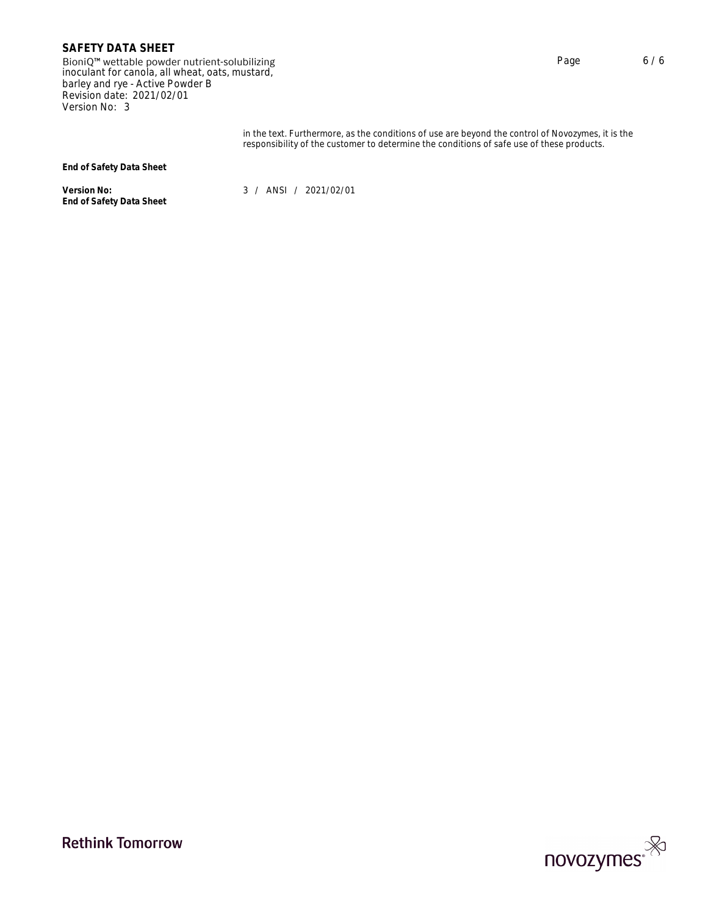in the text. Furthermore, as the conditions of use are beyond the control of Novozymes, it is the responsibility of the customer to determine the conditions of safe use of these products.

**End of Safety Data Sheet**

**Version No:** 3 / ANSI / 2021/02/01

**End of Safety Data Sheet**